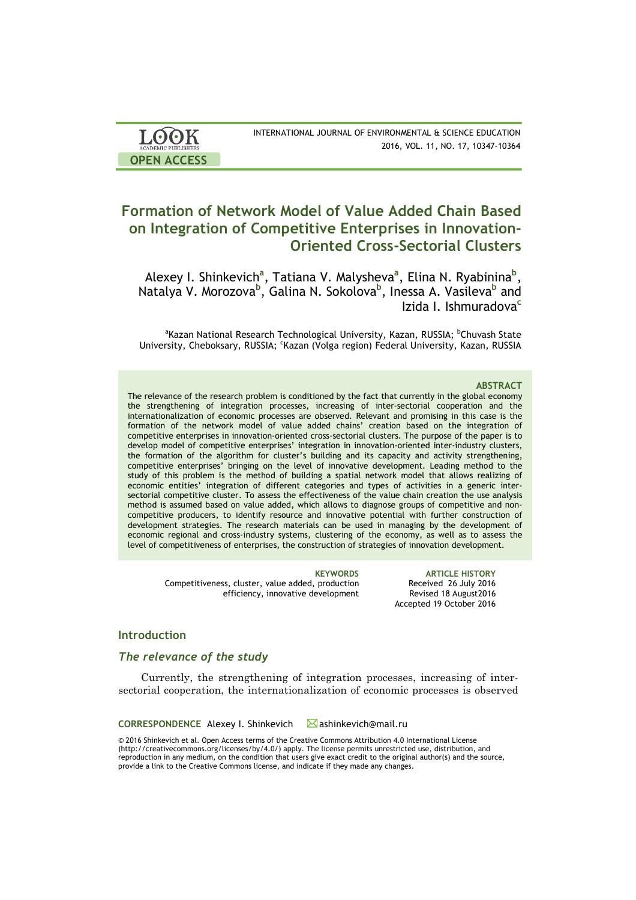LOOK ACADEMIC PUBLISHERS

OPEN ACCESS

INTERNATIONAL JOURNAL OF ENVIRONMENTAL & SCIENCE EDUCATION
2016, VOL. 11, NO. 17, 10347-10364

# Formation of Network Model of Value Added Chain Based on Integration of Competitive Enterprises in Innovation-Oriented Cross-Sectorial Clusters

Alexey I. Shinkevich[a], Tatiana V. Malysheva[a], Elina N. Ryabinina[b], Natalya V. Morozova[b], Galina N. Sokolova[b], Inessa A. Vasileva[b] and Izida I. Ishmuradova[c]

[a]Kazan National Research Technological University, Kazan, RUSSIA; [b]Chuvash State University, Cheboksary, RUSSIA; [c]Kazan (Volga region) Federal University, Kazan, RUSSIA

### ABSTRACT

The relevance of the research problem is conditioned by the fact that currently in the global economy the strengthening of integration processes, increasing of inter-sectorial cooperation and the internationalization of economic processes are observed. Relevant and promising in this case is the formation of the network model of value added chains' creation based on the integration of competitive enterprises in innovation-oriented cross-sectorial clusters. The purpose of the paper is to develop model of competitive enterprises' integration in innovation-oriented inter-industry clusters, the formation of the algorithm for cluster's building and its capacity and activity strengthening, competitive enterprises' bringing on the level of innovative development. Leading method to the study of this problem is the method of building a spatial network model that allows realizing of economic entities' integration of different categories and types of activities in a generic inter-sectorial competitive cluster. To assess the effectiveness of the value chain creation the use analysis method is assumed based on value added, which allows to diagnose groups of competitive and non-competitive producers, to identify resource and innovative potential with further construction of development strategies. The research materials can be used in managing by the development of economic regional and cross-industry systems, clustering of the economy, as well as to assess the level of competitiveness of enterprises, the construction of strategies of innovation development.

**KEYWORDS**
Competitiveness, cluster, value added, production efficiency, innovative development

**ARTICLE HISTORY**
Received 26 July 2016
Revised 18 August2016
Accepted 19 October 2016

## Introduction

### *The relevance of the study*

Currently, the strengthening of integration processes, increasing of inter-sectorial cooperation, the internationalization of economic processes is observed

**CORRESPONDENCE** Alexey I. Shinkevich ashinkevich@mail.ru

© 2016 Shinkevich et al. Open Access terms of the Creative Commons Attribution 4.0 International License (http://creativecommons.org/licenses/by/4.0/) apply. The license permits unrestricted use, distribution, and reproduction in any medium, on the condition that users give exact credit to the original author(s) and the source, provide a link to the Creative Commons license, and indicate if they made any changes.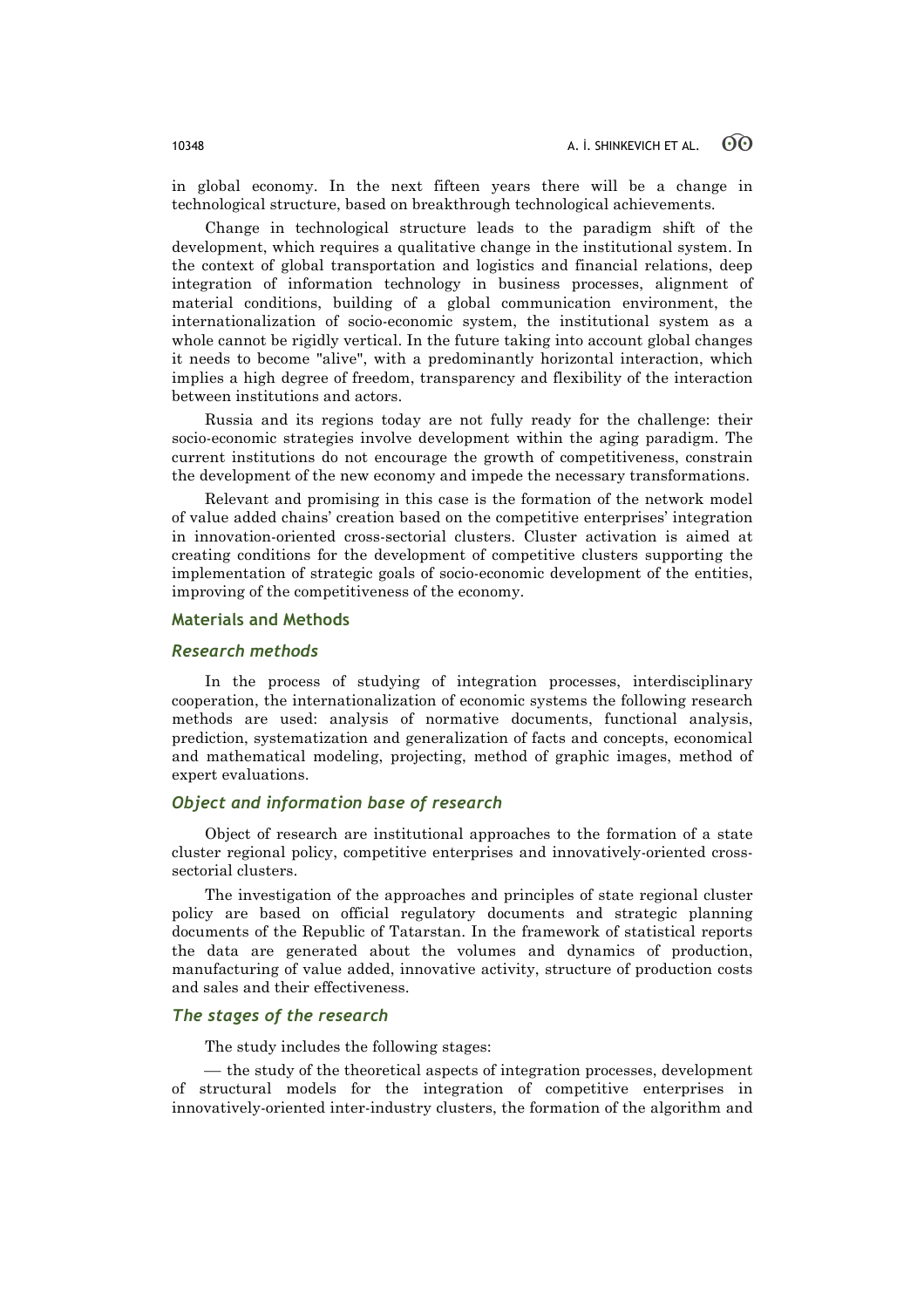in global economy. In the next fifteen years there will be a change in technological structure, based on breakthrough technological achievements.

Change in technological structure leads to the paradigm shift of the development, which requires a qualitative change in the institutional system. In the context of global transportation and logistics and financial relations, deep integration of information technology in business processes, alignment of material conditions, building of a global communication environment, the internationalization of socio-economic system, the institutional system as a whole cannot be rigidly vertical. In the future taking into account global changes it needs to become "alive", with a predominantly horizontal interaction, which implies a high degree of freedom, transparency and flexibility of the interaction between institutions and actors.

Russia and its regions today are not fully ready for the challenge: their socio-economic strategies involve development within the aging paradigm. The current institutions do not encourage the growth of competitiveness, constrain the development of the new economy and impede the necessary transformations.

Relevant and promising in this case is the formation of the network model of value added chains' creation based on the competitive enterprises' integration in innovation-oriented cross-sectorial clusters. Cluster activation is aimed at creating conditions for the development of competitive clusters supporting the implementation of strategic goals of socio-economic development of the entities, improving of the competitiveness of the economy.

## Materials and Methods

### *Research methods*

In the process of studying of integration processes, interdisciplinary cooperation, the internationalization of economic systems the following research methods are used: analysis of normative documents, functional analysis, prediction, systematization and generalization of facts and concepts, economical and mathematical modeling, projecting, method of graphic images, method of expert evaluations.

### *Object and information base of research*

Object of research are institutional approaches to the formation of a state cluster regional policy, competitive enterprises and innovatively-oriented cross-sectorial clusters.

The investigation of the approaches and principles of state regional cluster policy are based on official regulatory documents and strategic planning documents of the Republic of Tatarstan. In the framework of statistical reports the data are generated about the volumes and dynamics of production, manufacturing of value added, innovative activity, structure of production costs and sales and their effectiveness.

### *The stages of the research*

The study includes the following stages:

— the study of the theoretical aspects of integration processes, development of structural models for the integration of competitive enterprises in innovatively-oriented inter-industry clusters, the formation of the algorithm and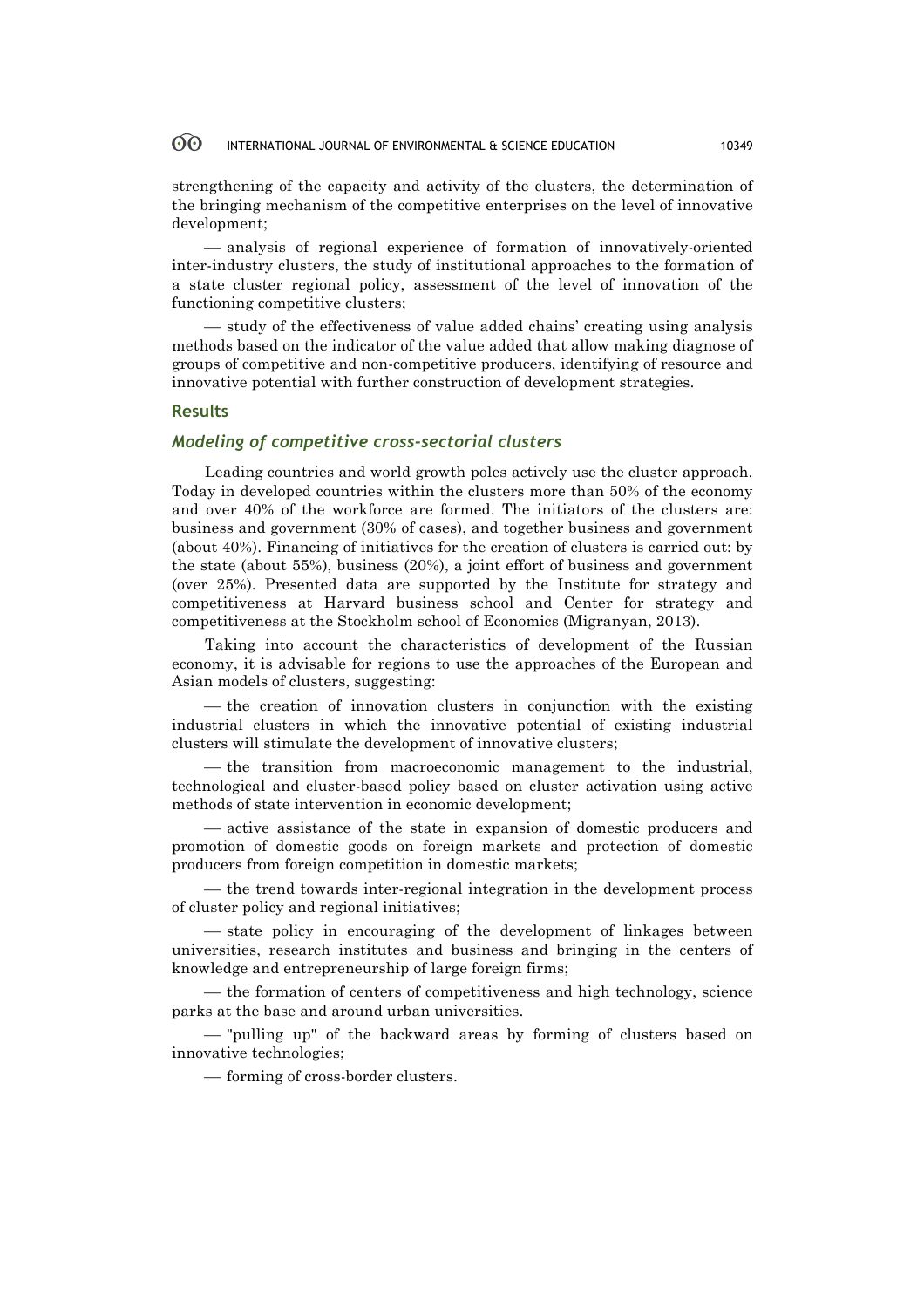strengthening of the capacity and activity of the clusters, the determination of the bringing mechanism of the competitive enterprises on the level of innovative development;

— analysis of regional experience of formation of innovatively-oriented inter-industry clusters, the study of institutional approaches to the formation of a state cluster regional policy, assessment of the level of innovation of the functioning competitive clusters;

— study of the effectiveness of value added chains' creating using analysis methods based on the indicator of the value added that allow making diagnose of groups of competitive and non-competitive producers, identifying of resource and innovative potential with further construction of development strategies.

## Results

### *Modeling of competitive cross-sectorial clusters*

Leading countries and world growth poles actively use the cluster approach. Today in developed countries within the clusters more than 50% of the economy and over 40% of the workforce are formed. The initiators of the clusters are: business and government (30% of cases), and together business and government (about 40%). Financing of initiatives for the creation of clusters is carried out: by the state (about 55%), business (20%), a joint effort of business and government (over 25%). Presented data are supported by the Institute for strategy and competitiveness at Harvard business school and Center for strategy and competitiveness at the Stockholm school of Economics (Migranyan, 2013).

Taking into account the characteristics of development of the Russian economy, it is advisable for regions to use the approaches of the European and Asian models of clusters, suggesting:

— the creation of innovation clusters in conjunction with the existing industrial clusters in which the innovative potential of existing industrial clusters will stimulate the development of innovative clusters;

— the transition from macroeconomic management to the industrial, technological and cluster-based policy based on cluster activation using active methods of state intervention in economic development;

— active assistance of the state in expansion of domestic producers and promotion of domestic goods on foreign markets and protection of domestic producers from foreign competition in domestic markets;

— the trend towards inter-regional integration in the development process of cluster policy and regional initiatives;

— state policy in encouraging of the development of linkages between universities, research institutes and business and bringing in the centers of knowledge and entrepreneurship of large foreign firms;

— the formation of centers of competitiveness and high technology, science parks at the base and around urban universities.

— "pulling up" of the backward areas by forming of clusters based on innovative technologies;

— forming of cross-border clusters.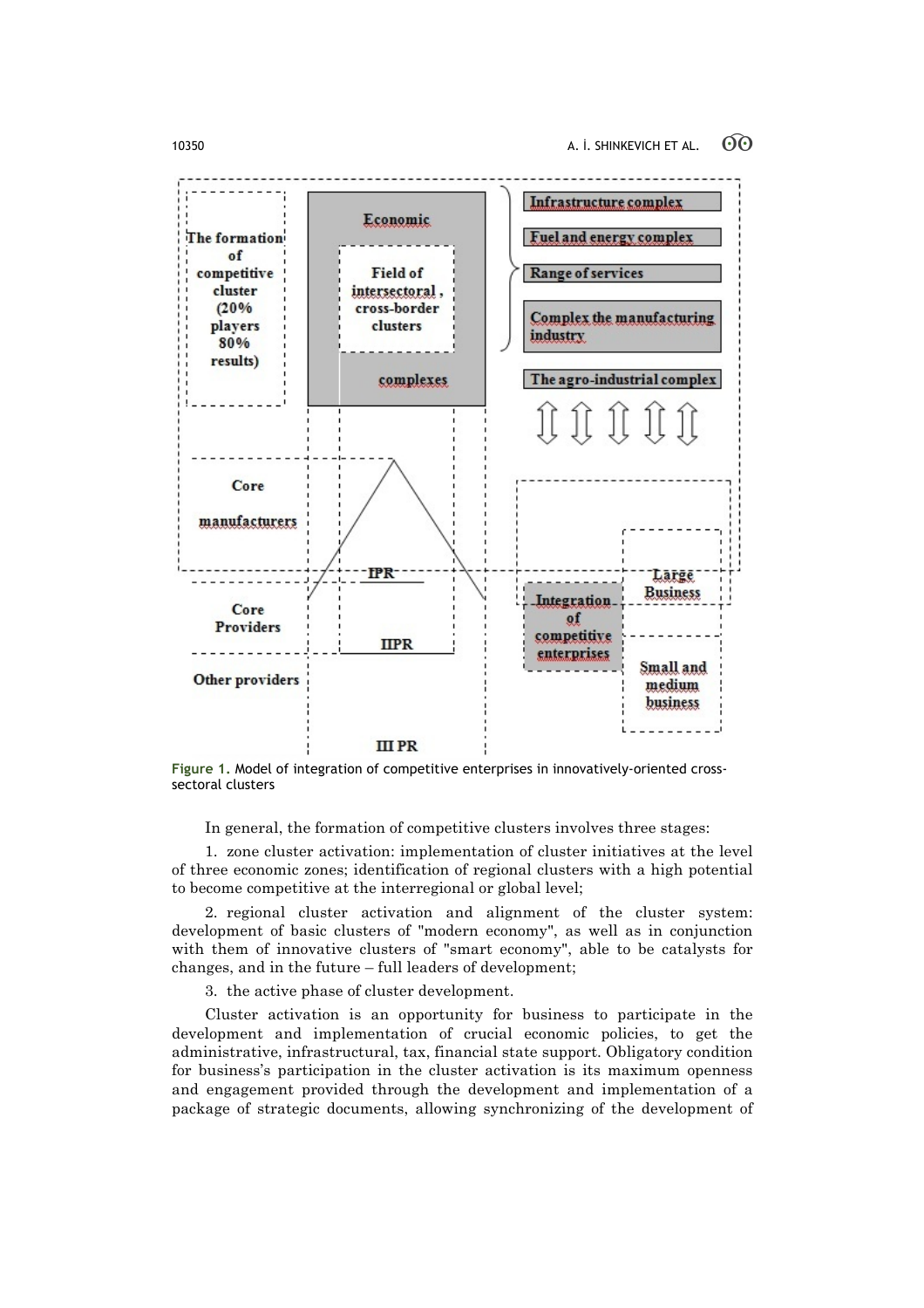Figure 1. Model of integration of competitive enterprises in innovatively-oriented cross-sectoral clusters

In general, the formation of competitive clusters involves three stages:

1. zone cluster activation: implementation of cluster initiatives at the level of three economic zones; identification of regional clusters with a high potential to become competitive at the interregional or global level;

2. regional cluster activation and alignment of the cluster system: development of basic clusters of "modern economy", as well as in conjunction with them of innovative clusters of "smart economy", able to be catalysts for changes, and in the future – full leaders of development;

3. the active phase of cluster development.

Cluster activation is an opportunity for business to participate in the development and implementation of crucial economic policies, to get the administrative, infrastructural, tax, financial state support. Obligatory condition for business's participation in the cluster activation is its maximum openness and engagement provided through the development and implementation of a package of strategic documents, allowing synchronizing of the development of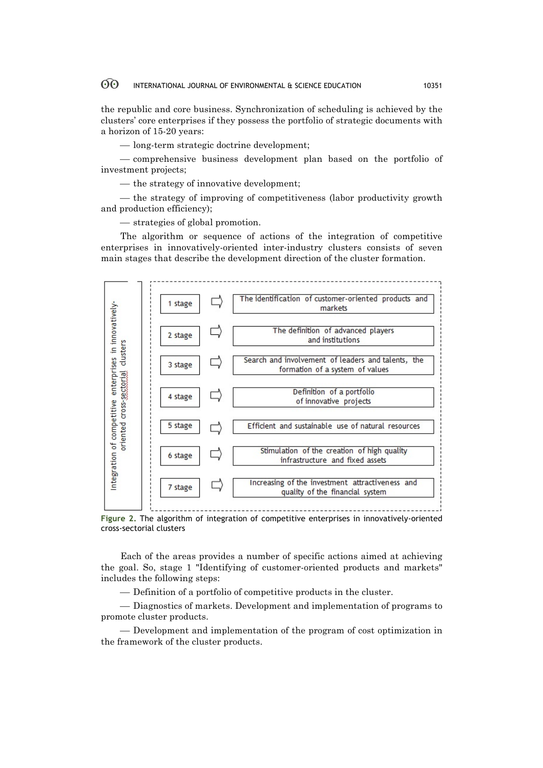the republic and core business. Synchronization of scheduling is achieved by the clusters' core enterprises if they possess the portfolio of strategic documents with a horizon of 15-20 years:

— long-term strategic doctrine development;

— comprehensive business development plan based on the portfolio of investment projects;

— the strategy of innovative development;

— the strategy of improving of competitiveness (labor productivity growth and production efficiency);

— strategies of global promotion.

The algorithm or sequence of actions of the integration of competitive enterprises in innovatively-oriented inter-industry clusters consists of seven main stages that describe the development direction of the cluster formation.

Integration of competitive enterprises in innovatively-oriented cross-sectorial clusters

| Stage | | Content |
|---|---|---|
| 1 stage | ⇨ | The identification of customer-oriented products and markets |
| 2 stage | ⇨ | The definition of advanced players and institutions |
| 3 stage | ⇨ | Search and involvement of leaders and talents, the formation of a system of values |
| 4 stage | ⇨ | Definition of a portfolio of innovative projects |
| 5 stage | ⇨ | Efficient and sustainable use of natural resources |
| 6 stage | ⇨ | Stimulation of the creation of high quality infrastructure and fixed assets |
| 7 stage | ⇨ | Increasing of the investment attractiveness and quality of the financial system |

**Figure 2.** The algorithm of integration of competitive enterprises in innovatively-oriented cross-sectorial clusters

Each of the areas provides a number of specific actions aimed at achieving the goal. So, stage 1 "Identifying of customer-oriented products and markets" includes the following steps:

— Definition of a portfolio of competitive products in the cluster.

— Diagnostics of markets. Development and implementation of programs to promote cluster products.

— Development and implementation of the program of cost optimization in the framework of the cluster products.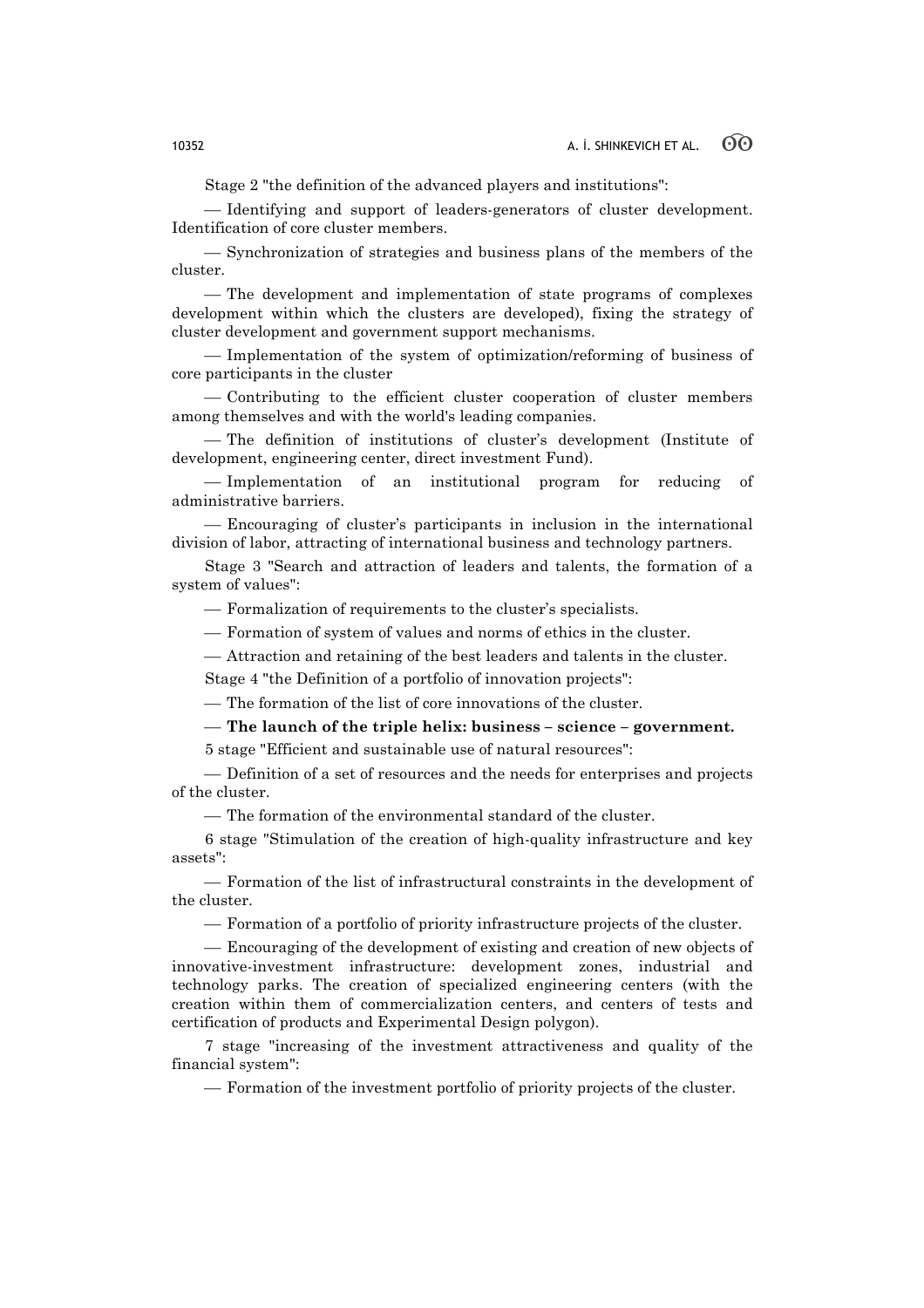Stage 2 "the definition of the advanced players and institutions":

— Identifying and support of leaders-generators of cluster development. Identification of core cluster members.

— Synchronization of strategies and business plans of the members of the cluster.

— The development and implementation of state programs of complexes development within which the clusters are developed), fixing the strategy of cluster development and government support mechanisms.

— Implementation of the system of optimization/reforming of business of core participants in the cluster

— Contributing to the efficient cluster cooperation of cluster members among themselves and with the world's leading companies.

— The definition of institutions of cluster's development (Institute of development, engineering center, direct investment Fund).

— Implementation of an institutional program for reducing of administrative barriers.

— Encouraging of cluster's participants in inclusion in the international division of labor, attracting of international business and technology partners.

Stage 3 "Search and attraction of leaders and talents, the formation of a system of values":

— Formalization of requirements to the cluster's specialists.

— Formation of system of values and norms of ethics in the cluster.

— Attraction and retaining of the best leaders and talents in the cluster.

Stage 4 "the Definition of a portfolio of innovation projects":

— The formation of the list of core innovations of the cluster.

— **The launch of the triple helix: business – science – government.**

5 stage "Efficient and sustainable use of natural resources":

— Definition of a set of resources and the needs for enterprises and projects of the cluster.

— The formation of the environmental standard of the cluster.

6 stage "Stimulation of the creation of high-quality infrastructure and key assets":

— Formation of the list of infrastructural constraints in the development of the cluster.

— Formation of a portfolio of priority infrastructure projects of the cluster.

— Encouraging of the development of existing and creation of new objects of innovative-investment infrastructure: development zones, industrial and technology parks. The creation of specialized engineering centers (with the creation within them of commercialization centers, and centers of tests and certification of products and Experimental Design polygon).

7 stage "increasing of the investment attractiveness and quality of the financial system":

— Formation of the investment portfolio of priority projects of the cluster.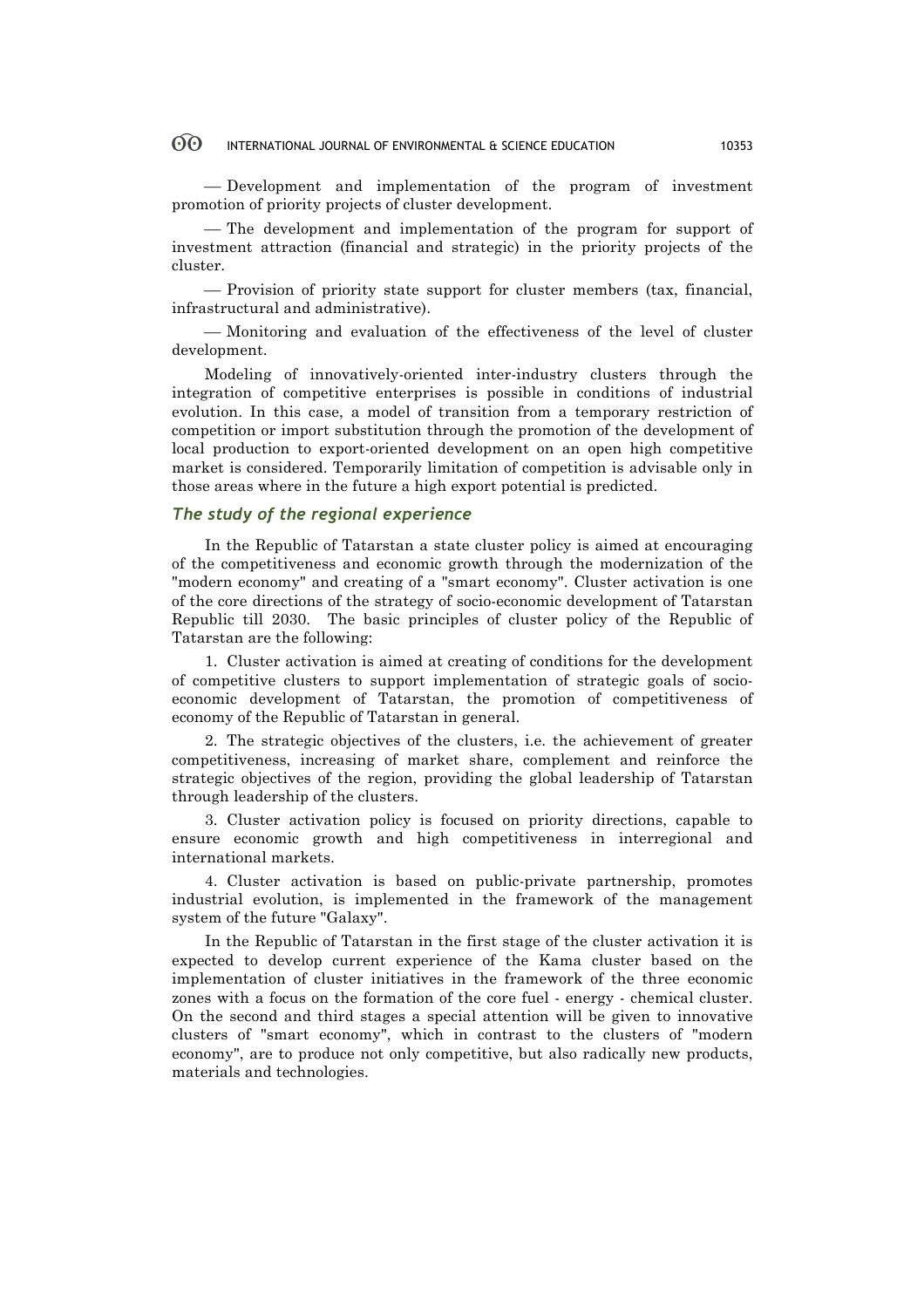— Development and implementation of the program of investment promotion of priority projects of cluster development.

— The development and implementation of the program for support of investment attraction (financial and strategic) in the priority projects of the cluster.

— Provision of priority state support for cluster members (tax, financial, infrastructural and administrative).

— Monitoring and evaluation of the effectiveness of the level of cluster development.

Modeling of innovatively-oriented inter-industry clusters through the integration of competitive enterprises is possible in conditions of industrial evolution. In this case, a model of transition from a temporary restriction of competition or import substitution through the promotion of the development of local production to export-oriented development on an open high competitive market is considered. Temporarily limitation of competition is advisable only in those areas where in the future a high export potential is predicted.

### *The study of the regional experience*

In the Republic of Tatarstan a state cluster policy is aimed at encouraging of the competitiveness and economic growth through the modernization of the "modern economy" and creating of a "smart economy". Cluster activation is one of the core directions of the strategy of socio-economic development of Tatarstan Republic till 2030. The basic principles of cluster policy of the Republic of Tatarstan are the following:

1. Cluster activation is aimed at creating of conditions for the development of competitive clusters to support implementation of strategic goals of socio-economic development of Tatarstan, the promotion of competitiveness of economy of the Republic of Tatarstan in general.

2. The strategic objectives of the clusters, i.e. the achievement of greater competitiveness, increasing of market share, complement and reinforce the strategic objectives of the region, providing the global leadership of Tatarstan through leadership of the clusters.

3. Cluster activation policy is focused on priority directions, capable to ensure economic growth and high competitiveness in interregional and international markets.

4. Cluster activation is based on public-private partnership, promotes industrial evolution, is implemented in the framework of the management system of the future "Galaxy".

In the Republic of Tatarstan in the first stage of the cluster activation it is expected to develop current experience of the Kama cluster based on the implementation of cluster initiatives in the framework of the three economic zones with a focus on the formation of the core fuel - energy - chemical cluster. On the second and third stages a special attention will be given to innovative clusters of "smart economy", which in contrast to the clusters of "modern economy", are to produce not only competitive, but also radically new products, materials and technologies.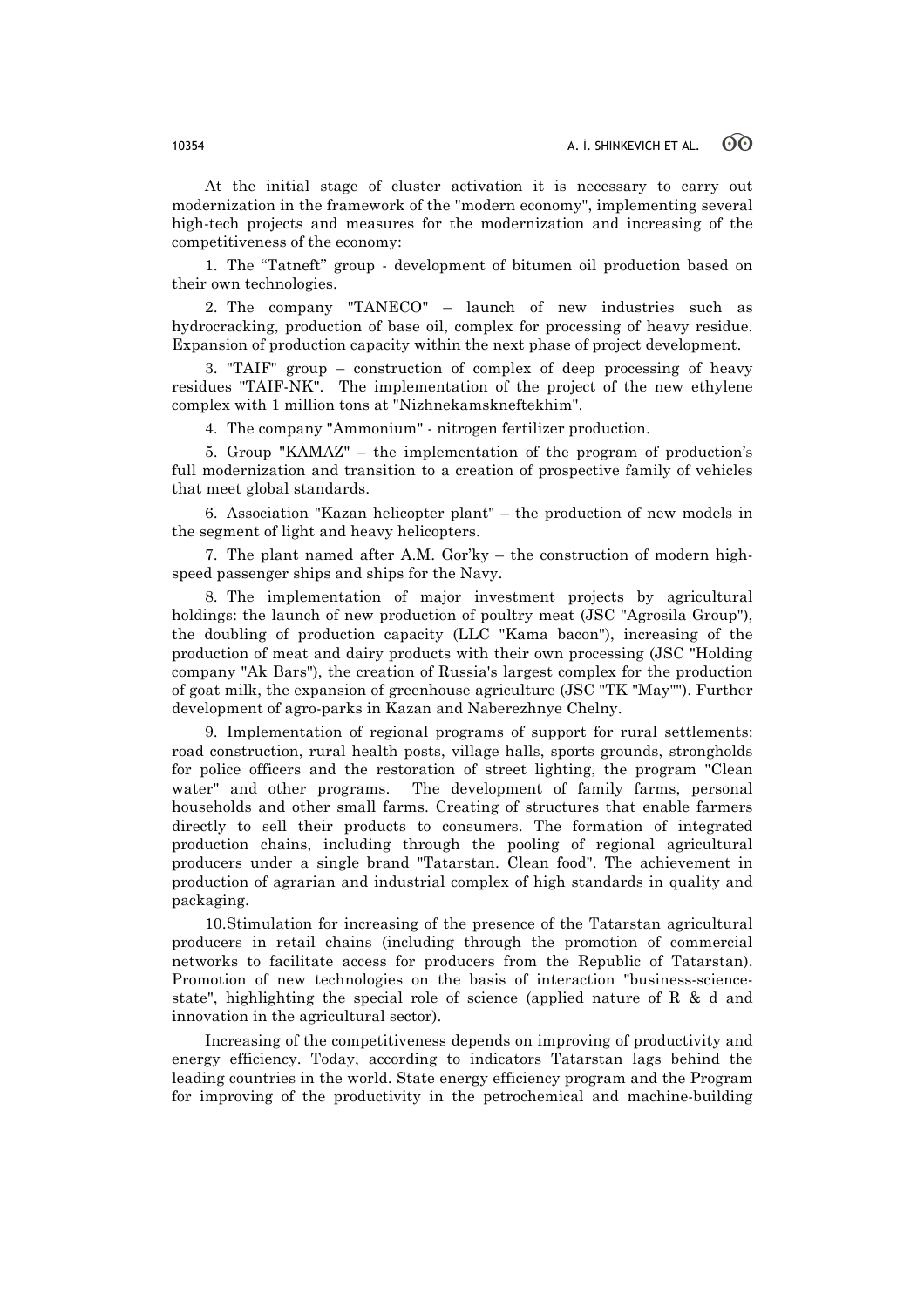At the initial stage of cluster activation it is necessary to carry out modernization in the framework of the "modern economy", implementing several high-tech projects and measures for the modernization and increasing of the competitiveness of the economy:

1. The "Tatneft" group - development of bitumen oil production based on their own technologies.

2. The company "TANECO" – launch of new industries such as hydrocracking, production of base oil, complex for processing of heavy residue. Expansion of production capacity within the next phase of project development.

3. "TAIF" group – construction of complex of deep processing of heavy residues "TAIF-NK". The implementation of the project of the new ethylene complex with 1 million tons at "Nizhnekamskneftekhim".

4. The company "Ammonium" - nitrogen fertilizer production.

5. Group "KAMAZ" – the implementation of the program of production's full modernization and transition to a creation of prospective family of vehicles that meet global standards.

6. Association "Kazan helicopter plant" – the production of new models in the segment of light and heavy helicopters.

7. The plant named after A.M. Gor'ky – the construction of modern high-speed passenger ships and ships for the Navy.

8. The implementation of major investment projects by agricultural holdings: the launch of new production of poultry meat (JSC "Agrosila Group"), the doubling of production capacity (LLC "Kama bacon"), increasing of the production of meat and dairy products with their own processing (JSC "Holding company "Ak Bars"), the creation of Russia's largest complex for the production of goat milk, the expansion of greenhouse agriculture (JSC "TK "May""). Further development of agro-parks in Kazan and Naberezhnye Chelny.

9. Implementation of regional programs of support for rural settlements: road construction, rural health posts, village halls, sports grounds, strongholds for police officers and the restoration of street lighting, the program "Clean water" and other programs. The development of family farms, personal households and other small farms. Creating of structures that enable farmers directly to sell their products to consumers. The formation of integrated production chains, including through the pooling of regional agricultural producers under a single brand "Tatarstan. Clean food". The achievement in production of agrarian and industrial complex of high standards in quality and packaging.

10. Stimulation for increasing of the presence of the Tatarstan agricultural producers in retail chains (including through the promotion of commercial networks to facilitate access for producers from the Republic of Tatarstan). Promotion of new technologies on the basis of interaction "business-science-state", highlighting the special role of science (applied nature of R & d and innovation in the agricultural sector).

Increasing of the competitiveness depends on improving of productivity and energy efficiency. Today, according to indicators Tatarstan lags behind the leading countries in the world. State energy efficiency program and the Program for improving of the productivity in the petrochemical and machine-building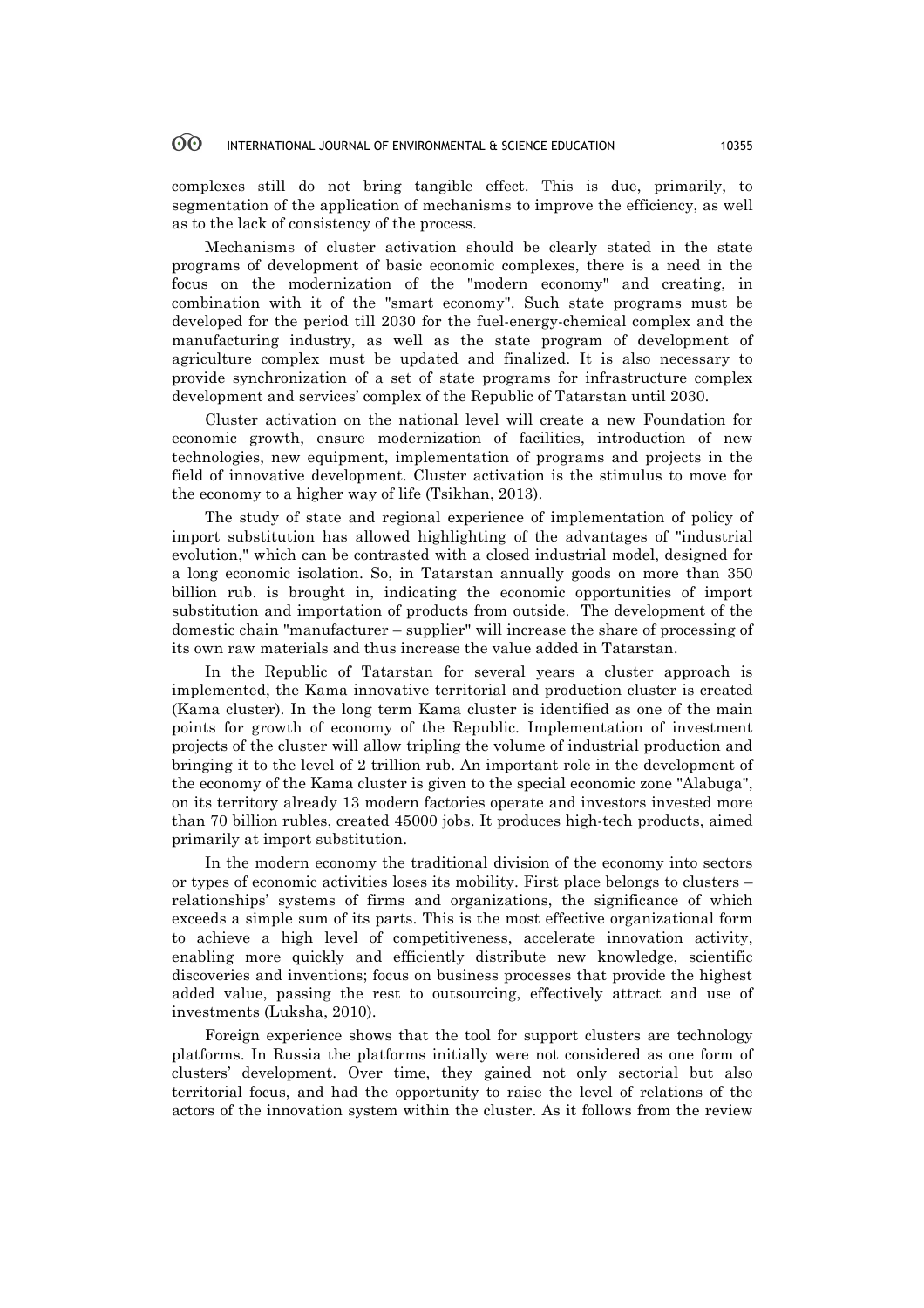complexes still do not bring tangible effect. This is due, primarily, to segmentation of the application of mechanisms to improve the efficiency, as well as to the lack of consistency of the process.

Mechanisms of cluster activation should be clearly stated in the state programs of development of basic economic complexes, there is a need in the focus on the modernization of the "modern economy" and creating, in combination with it of the "smart economy". Such state programs must be developed for the period till 2030 for the fuel-energy-chemical complex and the manufacturing industry, as well as the state program of development of agriculture complex must be updated and finalized. It is also necessary to provide synchronization of a set of state programs for infrastructure complex development and services' complex of the Republic of Tatarstan until 2030.

Cluster activation on the national level will create a new Foundation for economic growth, ensure modernization of facilities, introduction of new technologies, new equipment, implementation of programs and projects in the field of innovative development. Cluster activation is the stimulus to move for the economy to a higher way of life (Tsikhan, 2013).

The study of state and regional experience of implementation of policy of import substitution has allowed highlighting of the advantages of "industrial evolution," which can be contrasted with a closed industrial model, designed for a long economic isolation. So, in Tatarstan annually goods on more than 350 billion rub. is brought in, indicating the economic opportunities of import substitution and importation of products from outside. The development of the domestic chain "manufacturer – supplier" will increase the share of processing of its own raw materials and thus increase the value added in Tatarstan.

In the Republic of Tatarstan for several years a cluster approach is implemented, the Kama innovative territorial and production cluster is created (Kama cluster). In the long term Kama cluster is identified as one of the main points for growth of economy of the Republic. Implementation of investment projects of the cluster will allow tripling the volume of industrial production and bringing it to the level of 2 trillion rub. An important role in the development of the economy of the Kama cluster is given to the special economic zone "Alabuga", on its territory already 13 modern factories operate and investors invested more than 70 billion rubles, created 45000 jobs. It produces high-tech products, aimed primarily at import substitution.

In the modern economy the traditional division of the economy into sectors or types of economic activities loses its mobility. First place belongs to clusters – relationships' systems of firms and organizations, the significance of which exceeds a simple sum of its parts. This is the most effective organizational form to achieve a high level of competitiveness, accelerate innovation activity, enabling more quickly and efficiently distribute new knowledge, scientific discoveries and inventions; focus on business processes that provide the highest added value, passing the rest to outsourcing, effectively attract and use of investments (Luksha, 2010).

Foreign experience shows that the tool for support clusters are technology platforms. In Russia the platforms initially were not considered as one form of clusters' development. Over time, they gained not only sectorial but also territorial focus, and had the opportunity to raise the level of relations of the actors of the innovation system within the cluster. As it follows from the review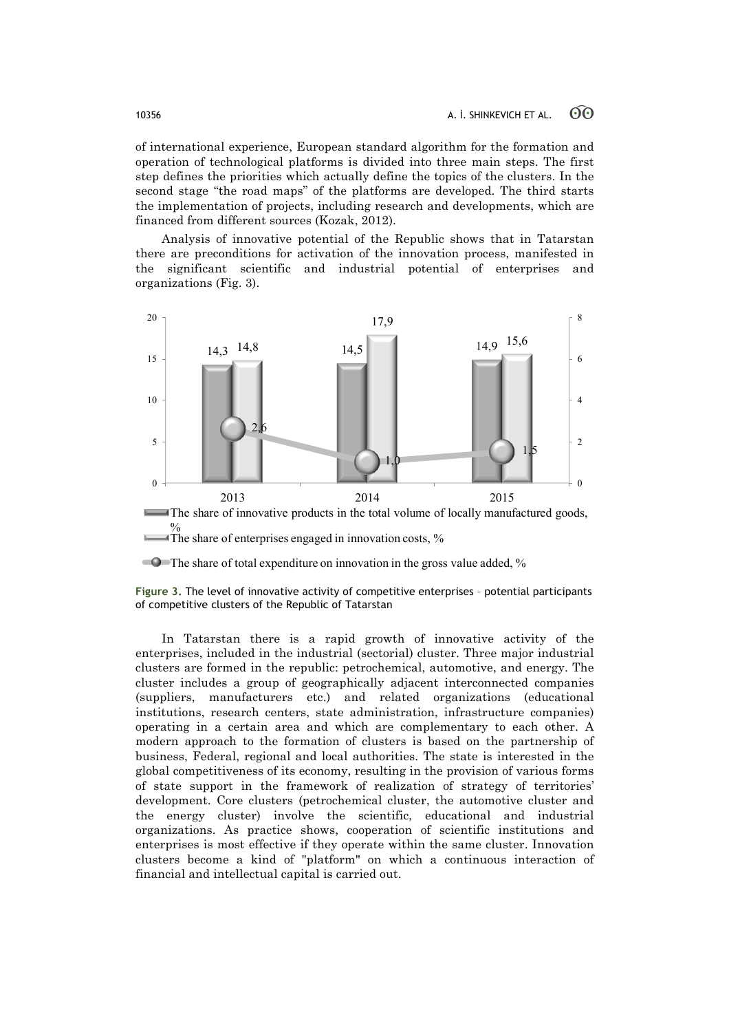of international experience, European standard algorithm for the formation and operation of technological platforms is divided into three main steps. The first step defines the priorities which actually define the topics of the clusters. In the second stage "the road maps" of the platforms are developed. The third starts the implementation of projects, including research and developments, which are financed from different sources (Kozak, 2012).

Analysis of innovative potential of the Republic shows that in Tatarstan there are preconditions for activation of the innovation process, manifested in the significant scientific and industrial potential of enterprises and organizations (Fig. 3).

| | 2013 | 2014 | 2015 |
|---|---|---|---|
| The share of innovative products in the total volume of locally manufactured goods, % | 14,3 | 14,5 | 14,9 |
| The share of enterprises engaged in innovation costs, % | 14,8 | 17,9 | 15,6 |
| The share of total expenditure on innovation in the gross value added, % | 2,6 | 1,0 | 1,5 |

**Figure 3.** The level of innovative activity of competitive enterprises – potential participants of competitive clusters of the Republic of Tatarstan

In Tatarstan there is a rapid growth of innovative activity of the enterprises, included in the industrial (sectorial) cluster. Three major industrial clusters are formed in the republic: petrochemical, automotive, and energy. The cluster includes a group of geographically adjacent interconnected companies (suppliers, manufacturers etc.) and related organizations (educational institutions, research centers, state administration, infrastructure companies) operating in a certain area and which are complementary to each other. A modern approach to the formation of clusters is based on the partnership of business, Federal, regional and local authorities. The state is interested in the global competitiveness of its economy, resulting in the provision of various forms of state support in the framework of realization of strategy of territories' development. Core clusters (petrochemical cluster, the automotive cluster and the energy cluster) involve the scientific, educational and industrial organizations. As practice shows, cooperation of scientific institutions and enterprises is most effective if they operate within the same cluster. Innovation clusters become a kind of "platform" on which a continuous interaction of financial and intellectual capital is carried out.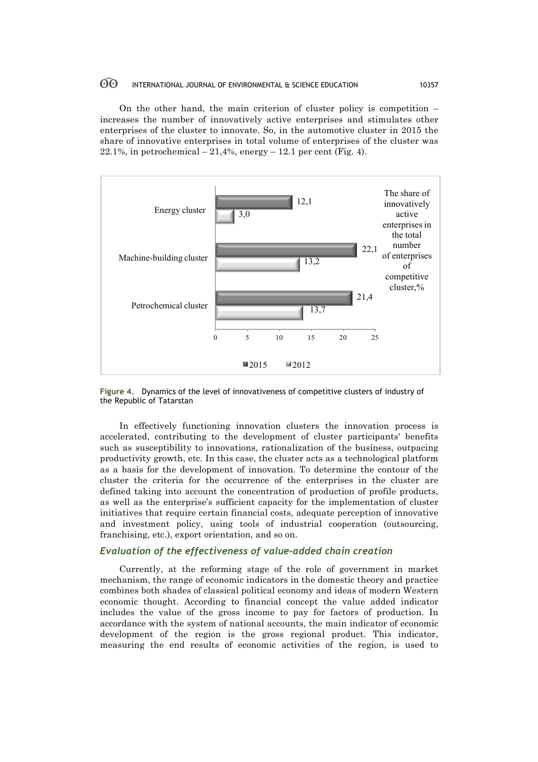On the other hand, the main criterion of cluster policy is competition – increases the number of innovatively active enterprises and stimulates other enterprises of the cluster to innovate. So, in the automotive cluster in 2015 the share of innovative enterprises in total volume of enterprises of the cluster was 22.1%, in petrochemical – 21,4%, energy – 12.1 per cent (Fig. 4).

| The share of innovatively active enterprises in the total number of enterprises of competitive cluster,% | 2015 | 2012 |
|---|---|---|
| Energy cluster | 12,1 | 3,0 |
| Machine-building cluster | 22,1 | 13,2 |
| Petrochemical cluster | 21,4 | 13,7 |

**Figure 4.** Dynamics of the level of innovativeness of competitive clusters of industry of the Republic of Tatarstan

In effectively functioning innovation clusters the innovation process is accelerated, contributing to the development of cluster participants' benefits such as susceptibility to innovations, rationalization of the business, outpacing productivity growth, etc. In this case, the cluster acts as a technological platform as a basis for the development of innovation. To determine the contour of the cluster the criteria for the occurrence of the enterprises in the cluster are defined taking into account the concentration of production of profile products, as well as the enterprise's sufficient capacity for the implementation of cluster initiatives that require certain financial costs, adequate perception of innovative and investment policy, using tools of industrial cooperation (outsourcing, franchising, etc.), export orientation, and so on.

### *Evaluation of the effectiveness of value-added chain creation*

Currently, at the reforming stage of the role of government in market mechanism, the range of economic indicators in the domestic theory and practice combines both shades of classical political economy and ideas of modern Western economic thought. According to financial concept the value added indicator includes the value of the gross income to pay for factors of production. In accordance with the system of national accounts, the main indicator of economic development of the region is the gross regional product. This indicator, measuring the end results of economic activities of the region, is used to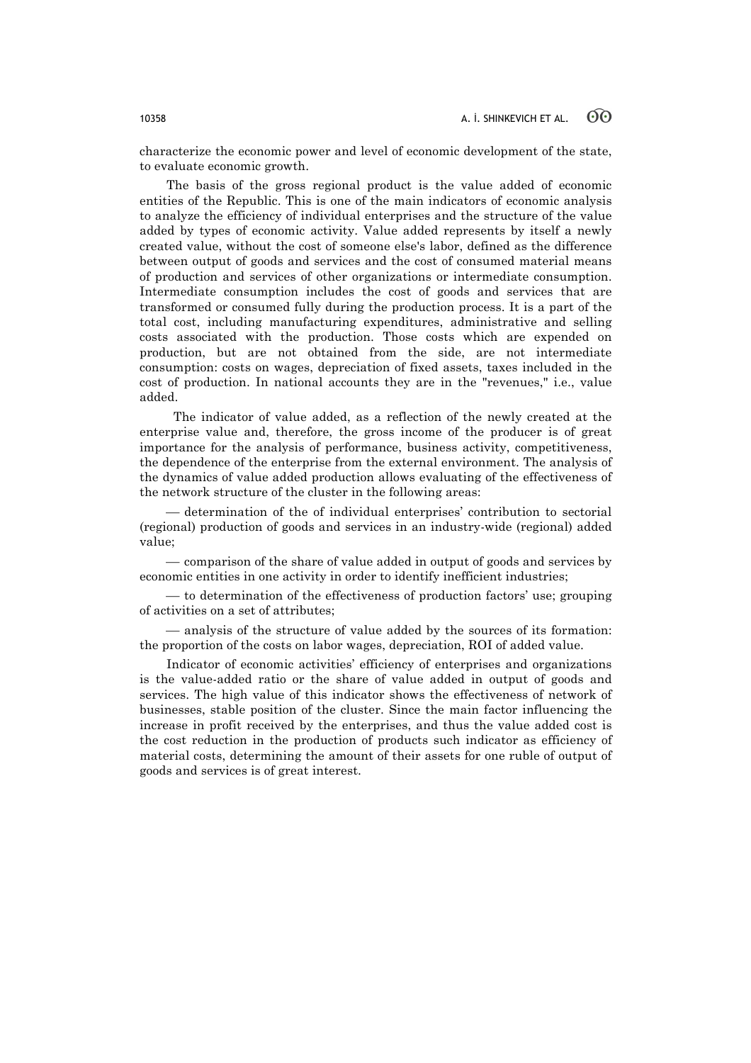characterize the economic power and level of economic development of the state, to evaluate economic growth.

The basis of the gross regional product is the value added of economic entities of the Republic. This is one of the main indicators of economic analysis to analyze the efficiency of individual enterprises and the structure of the value added by types of economic activity. Value added represents by itself a newly created value, without the cost of someone else's labor, defined as the difference between output of goods and services and the cost of consumed material means of production and services of other organizations or intermediate consumption. Intermediate consumption includes the cost of goods and services that are transformed or consumed fully during the production process. It is a part of the total cost, including manufacturing expenditures, administrative and selling costs associated with the production. Those costs which are expended on production, but are not obtained from the side, are not intermediate consumption: costs on wages, depreciation of fixed assets, taxes included in the cost of production. In national accounts they are in the "revenues," i.e., value added.

The indicator of value added, as a reflection of the newly created at the enterprise value and, therefore, the gross income of the producer is of great importance for the analysis of performance, business activity, competitiveness, the dependence of the enterprise from the external environment. The analysis of the dynamics of value added production allows evaluating of the effectiveness of the network structure of the cluster in the following areas:

— determination of the of individual enterprises' contribution to sectorial (regional) production of goods and services in an industry-wide (regional) added value;

— comparison of the share of value added in output of goods and services by economic entities in one activity in order to identify inefficient industries;

— to determination of the effectiveness of production factors' use; grouping of activities on a set of attributes;

— analysis of the structure of value added by the sources of its formation: the proportion of the costs on labor wages, depreciation, ROI of added value.

Indicator of economic activities' efficiency of enterprises and organizations is the value-added ratio or the share of value added in output of goods and services. The high value of this indicator shows the effectiveness of network of businesses, stable position of the cluster. Since the main factor influencing the increase in profit received by the enterprises, and thus the value added cost is the cost reduction in the production of products such indicator as efficiency of material costs, determining the amount of their assets for one ruble of output of goods and services is of great interest.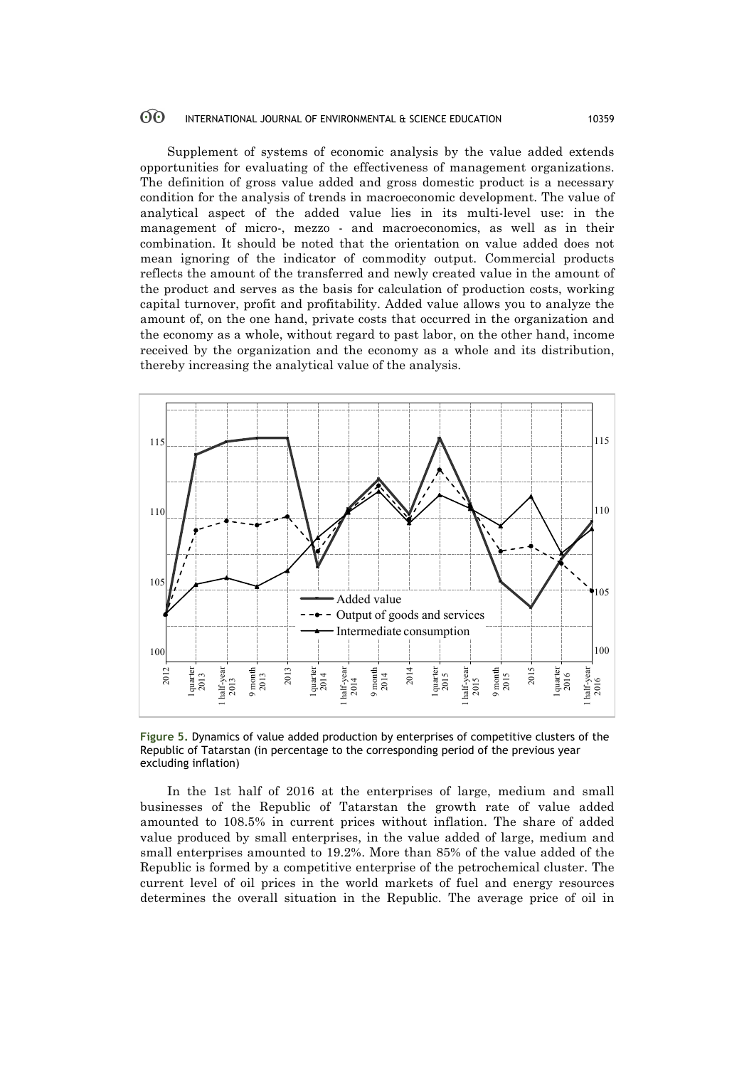Supplement of systems of economic analysis by the value added extends opportunities for evaluating of the effectiveness of management organizations. The definition of gross value added and gross domestic product is a necessary condition for the analysis of trends in macroeconomic development. The value of analytical aspect of the added value lies in its multi-level use: in the management of micro-, mezzo - and macroeconomics, as well as in their combination. It should be noted that the orientation on value added does not mean ignoring of the indicator of commodity output. Commercial products reflects the amount of the transferred and newly created value in the amount of the product and serves as the basis for calculation of production costs, working capital turnover, profit and profitability. Added value allows you to analyze the amount of, on the one hand, private costs that occurred in the organization and the economy as a whole, without regard to past labor, on the other hand, income received by the organization and the economy as a whole and its distribution, thereby increasing the analytical value of the analysis.

**Figure 5.** Dynamics of value added production by enterprises of competitive clusters of the Republic of Tatarstan (in percentage to the corresponding period of the previous year excluding inflation)

In the 1st half of 2016 at the enterprises of large, medium and small businesses of the Republic of Tatarstan the growth rate of value added amounted to 108.5% in current prices without inflation. The share of added value produced by small enterprises, in the value added of large, medium and small enterprises amounted to 19.2%. More than 85% of the value added of the Republic is formed by a competitive enterprise of the petrochemical cluster. The current level of oil prices in the world markets of fuel and energy resources determines the overall situation in the Republic. The average price of oil in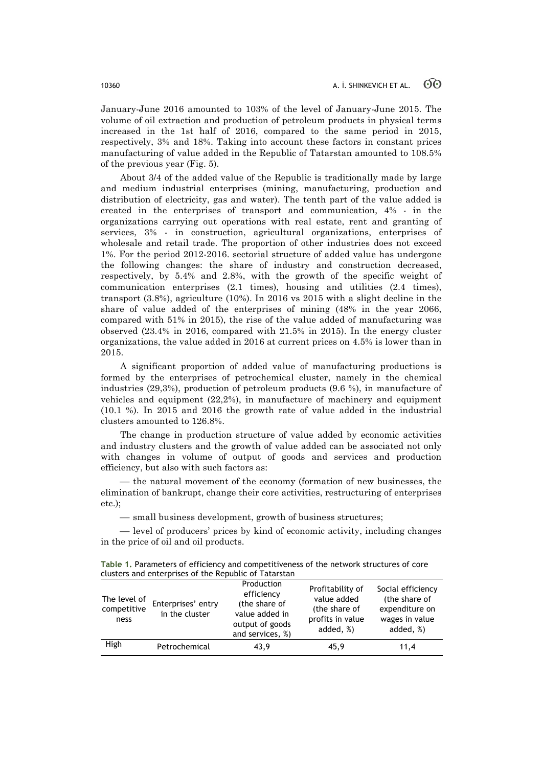January-June 2016 amounted to 103% of the level of January-June 2015. The volume of oil extraction and production of petroleum products in physical terms increased in the 1st half of 2016, compared to the same period in 2015, respectively, 3% and 18%. Taking into account these factors in constant prices manufacturing of value added in the Republic of Tatarstan amounted to 108.5% of the previous year (Fig. 5).

About 3/4 of the added value of the Republic is traditionally made by large and medium industrial enterprises (mining, manufacturing, production and distribution of electricity, gas and water). The tenth part of the value added is created in the enterprises of transport and communication, 4% - in the organizations carrying out operations with real estate, rent and granting of services, 3% - in construction, agricultural organizations, enterprises of wholesale and retail trade. The proportion of other industries does not exceed 1%. For the period 2012-2016. sectorial structure of added value has undergone the following changes: the share of industry and construction decreased, respectively, by 5.4% and 2.8%, with the growth of the specific weight of communication enterprises (2.1 times), housing and utilities (2.4 times), transport (3.8%), agriculture (10%). In 2016 vs 2015 with a slight decline in the share of value added of the enterprises of mining (48% in the year 2066, compared with 51% in 2015), the rise of the value added of manufacturing was observed (23.4% in 2016, compared with 21.5% in 2015). In the energy cluster organizations, the value added in 2016 at current prices on 4.5% is lower than in 2015.

A significant proportion of added value of manufacturing productions is formed by the enterprises of petrochemical cluster, namely in the chemical industries (29,3%), production of petroleum products (9.6 %), in manufacture of vehicles and equipment (22,2%), in manufacture of machinery and equipment (10.1 %). In 2015 and 2016 the growth rate of value added in the industrial clusters amounted to 126.8%.

The change in production structure of value added by economic activities and industry clusters and the growth of value added can be associated not only with changes in volume of output of goods and services and production efficiency, but also with such factors as:

— the natural movement of the economy (formation of new businesses, the elimination of bankrupt, change their core activities, restructuring of enterprises etc.);

— small business development, growth of business structures;

— level of producers' prices by kind of economic activity, including changes in the price of oil and oil products.

**Table 1.** Parameters of efficiency and competitiveness of the network structures of core clusters and enterprises of the Republic of Tatarstan

| The level of competitiveness | Enterprises' entry in the cluster | Production efficiency (the share of value added in output of goods and services, %) | Profitability of value added (the share of profits in value added, %) | Social efficiency (the share of expenditure on wages in value added, %) |
|---|---|---|---|---|
| High | Petrochemical | 43,9 | 45,9 | 11,4 |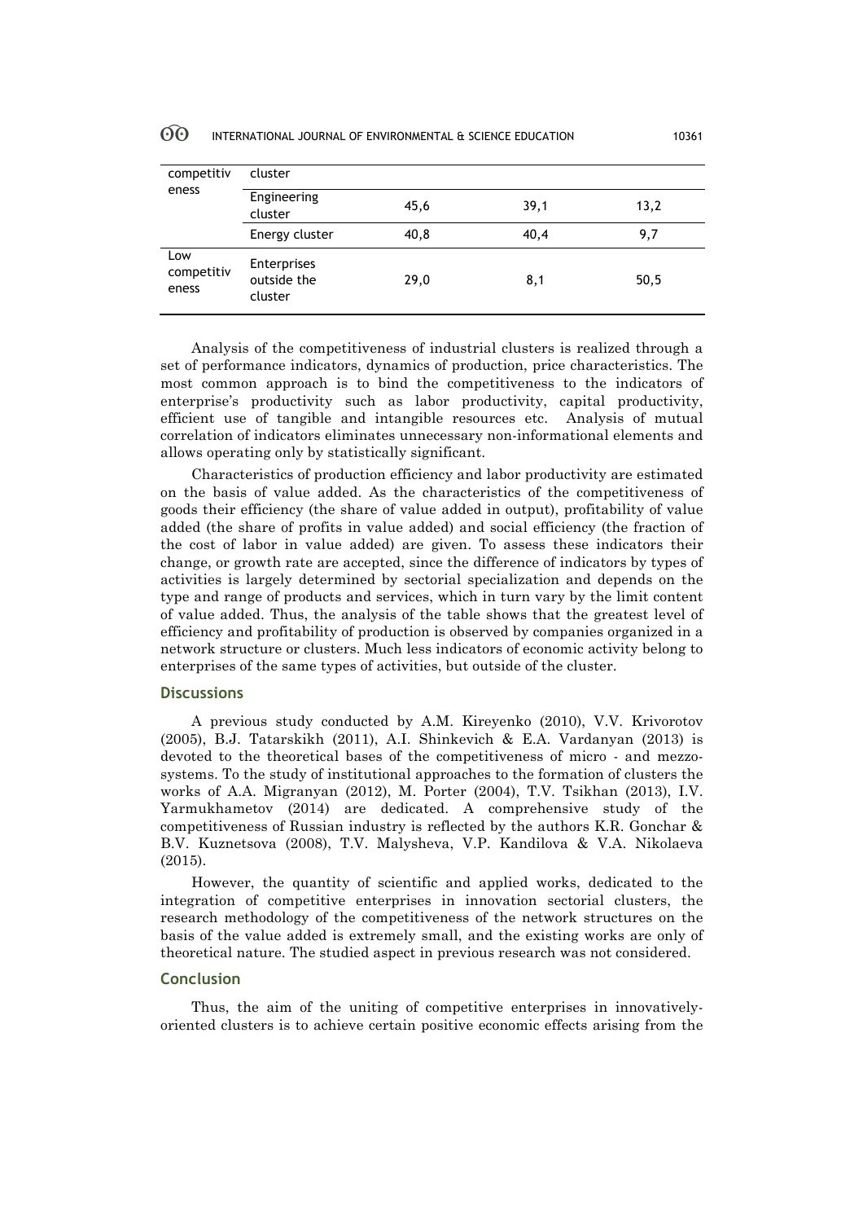| competitiveness | cluster | | | |
|---|---|---|---|---|
| | Engineering cluster | 45,6 | 39,1 | 13,2 |
| | Energy cluster | 40,8 | 40,4 | 9,7 |
| Low competitiveness | Enterprises outside the cluster | 29,0 | 8,1 | 50,5 |

Analysis of the competitiveness of industrial clusters is realized through a set of performance indicators, dynamics of production, price characteristics. The most common approach is to bind the competitiveness to the indicators of enterprise's productivity such as labor productivity, capital productivity, efficient use of tangible and intangible resources etc. Analysis of mutual correlation of indicators eliminates unnecessary non-informational elements and allows operating only by statistically significant.

Characteristics of production efficiency and labor productivity are estimated on the basis of value added. As the characteristics of the competitiveness of goods their efficiency (the share of value added in output), profitability of value added (the share of profits in value added) and social efficiency (the fraction of the cost of labor in value added) are given. To assess these indicators their change, or growth rate are accepted, since the difference of indicators by types of activities is largely determined by sectorial specialization and depends on the type and range of products and services, which in turn vary by the limit content of value added. Thus, the analysis of the table shows that the greatest level of efficiency and profitability of production is observed by companies organized in a network structure or clusters. Much less indicators of economic activity belong to enterprises of the same types of activities, but outside of the cluster.

## Discussions

A previous study conducted by A.M. Kireyenko (2010), V.V. Krivorotov (2005), B.J. Tatarskikh (2011), A.I. Shinkevich & E.A. Vardanyan (2013) is devoted to the theoretical bases of the competitiveness of micro - and mezzo-systems. To the study of institutional approaches to the formation of clusters the works of A.A. Migranyan (2012), M. Porter (2004), T.V. Tsikhan (2013), I.V. Yarmukhametov (2014) are dedicated. A comprehensive study of the competitiveness of Russian industry is reflected by the authors K.R. Gonchar & B.V. Kuznetsova (2008), T.V. Malysheva, V.P. Kandilova & V.A. Nikolaeva (2015).

However, the quantity of scientific and applied works, dedicated to the integration of competitive enterprises in innovation sectorial clusters, the research methodology of the competitiveness of the network structures on the basis of the value added is extremely small, and the existing works are only of theoretical nature. The studied aspect in previous research was not considered.

## Conclusion

Thus, the aim of the uniting of competitive enterprises in innovatively-oriented clusters is to achieve certain positive economic effects arising from the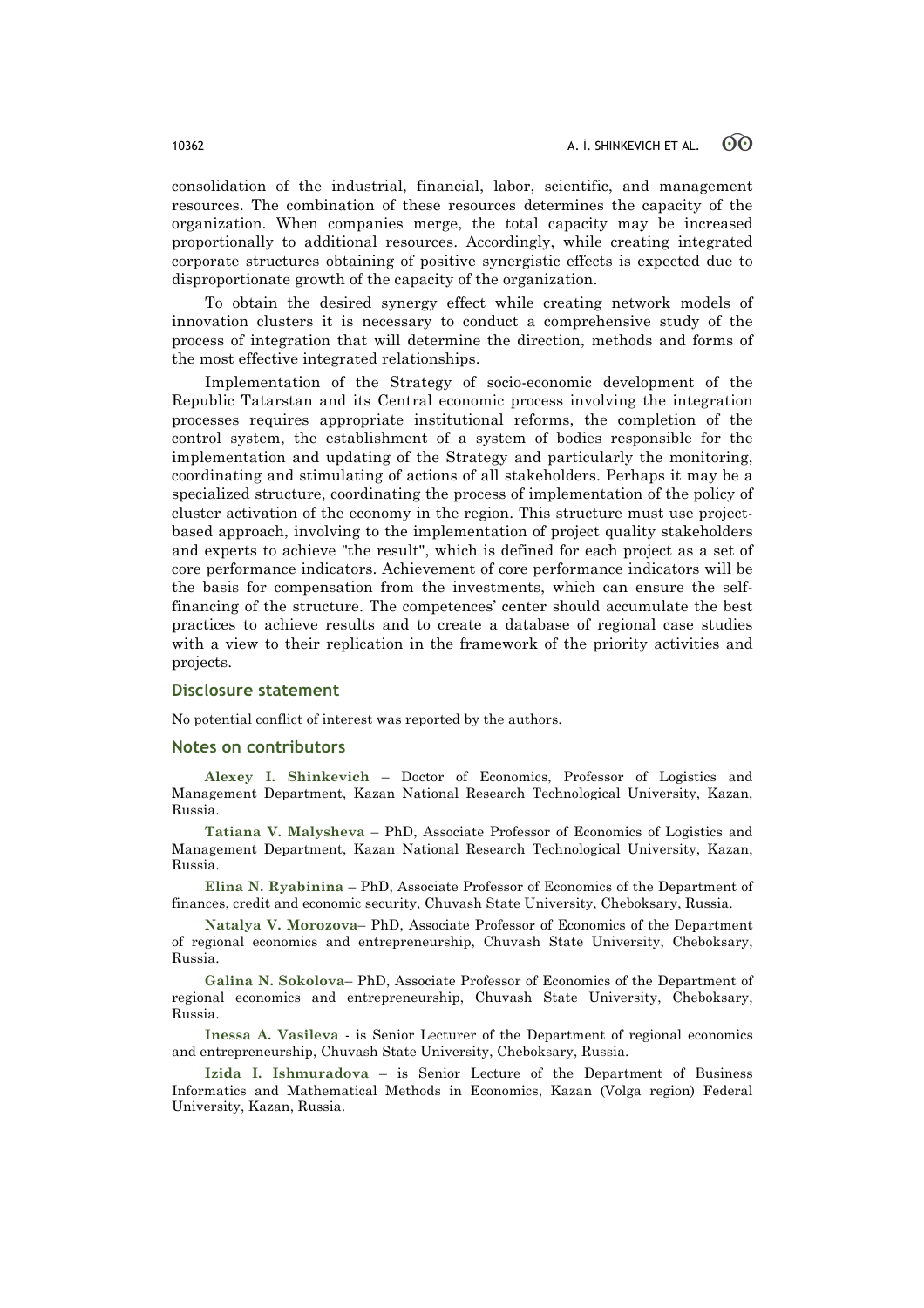consolidation of the industrial, financial, labor, scientific, and management resources. The combination of these resources determines the capacity of the organization. When companies merge, the total capacity may be increased proportionally to additional resources. Accordingly, while creating integrated corporate structures obtaining of positive synergistic effects is expected due to disproportionate growth of the capacity of the organization.

To obtain the desired synergy effect while creating network models of innovation clusters it is necessary to conduct a comprehensive study of the process of integration that will determine the direction, methods and forms of the most effective integrated relationships.

Implementation of the Strategy of socio-economic development of the Republic Tatarstan and its Central economic process involving the integration processes requires appropriate institutional reforms, the completion of the control system, the establishment of a system of bodies responsible for the implementation and updating of the Strategy and particularly the monitoring, coordinating and stimulating of actions of all stakeholders. Perhaps it may be a specialized structure, coordinating the process of implementation of the policy of cluster activation of the economy in the region. This structure must use project-based approach, involving to the implementation of project quality stakeholders and experts to achieve "the result", which is defined for each project as a set of core performance indicators. Achievement of core performance indicators will be the basis for compensation from the investments, which can ensure the self-financing of the structure. The competences' center should accumulate the best practices to achieve results and to create a database of regional case studies with a view to their replication in the framework of the priority activities and projects.

## Disclosure statement

No potential conflict of interest was reported by the authors.

## Notes on contributors

**Alexey I. Shinkevich** – Doctor of Economics, Professor of Logistics and Management Department, Kazan National Research Technological University, Kazan, Russia.

**Tatiana V. Malysheva** – PhD, Associate Professor of Economics of Logistics and Management Department, Kazan National Research Technological University, Kazan, Russia.

**Elina N. Ryabinina** – PhD, Associate Professor of Economics of the Department of finances, credit and economic security, Chuvash State University, Cheboksary, Russia.

**Natalya V. Morozova**– PhD, Associate Professor of Economics of the Department of regional economics and entrepreneurship, Chuvash State University, Cheboksary, Russia.

**Galina N. Sokolova**– PhD, Associate Professor of Economics of the Department of regional economics and entrepreneurship, Chuvash State University, Cheboksary, Russia.

**Inessa A. Vasileva** - is Senior Lecturer of the Department of regional economics and entrepreneurship, Chuvash State University, Cheboksary, Russia.

**Izida I. Ishmuradova** – is Senior Lecture of the Department of Business Informatics and Mathematical Methods in Economics, Kazan (Volga region) Federal University, Kazan, Russia.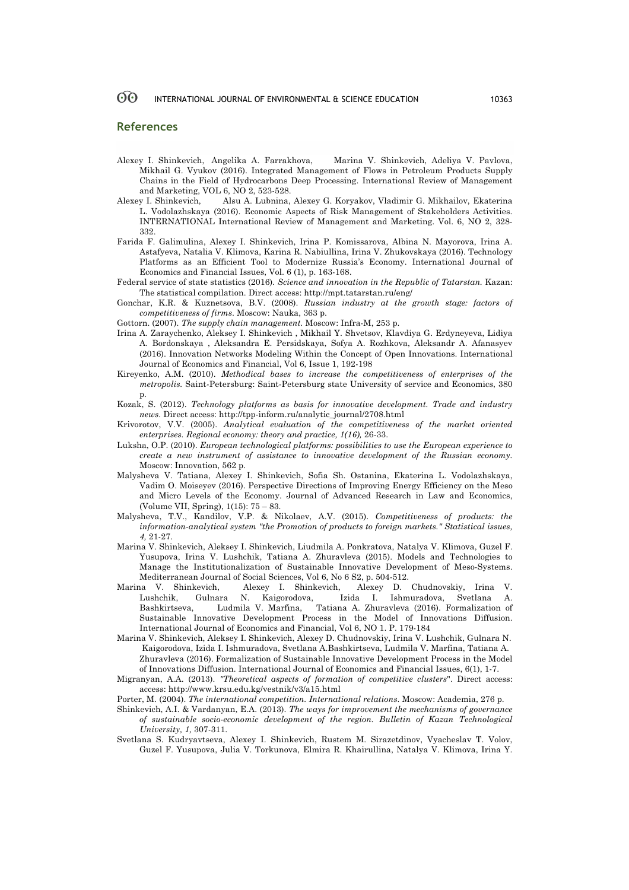## References

Alexey I. Shinkevich, Angelika A. Farrakhova, Marina V. Shinkevich, Adeliya V. Pavlova, Mikhail G. Vyukov (2016). Integrated Management of Flows in Petroleum Products Supply Chains in the Field of Hydrocarbons Deep Processing. International Review of Management and Marketing, VOL 6, NO 2, 523-528.

Alexey I. Shinkevich, Alsu A. Lubnina, Alexey G. Koryakov, Vladimir G. Mikhailov, Ekaterina L. Vodolazhskaya (2016). Economic Aspects of Risk Management of Stakeholders Activities. INTERNATIONAL International Review of Management and Marketing. Vol. 6, NO 2, 328-332.

Farida F. Galimulina, Alexey I. Shinkevich, Irina P. Komissarova, Albina N. Mayorova, Irina A. Astafyeva, Natalia V. Klimova, Karina R. Nabiullina, Irina V. Zhukovskaya (2016). Technology Platforms as an Efficient Tool to Modernize Russia's Economy. International Journal of Economics and Financial Issues, Vol. 6 (1), p. 163-168.

Federal service of state statistics (2016). *Science and innovation in the Republic of Tatarstan.* Kazan: The statistical compilation. Direct access: http://mpt.tatarstan.ru/eng/

Gonchar, K.R. & Kuznetsova, B.V. (2008). *Russian industry at the growth stage: factors of competitiveness of firms*. Moscow: Nauka, 363 p.

Gottorn. (2007). *The supply chain management.* Moscow: Infra-M, 253 p.

Irina A. Zaraychenko, Aleksey I. Shinkevich , Mikhail Y. Shvetsov, Klavdiya G. Erdyneyeva, Lidiya A. Bordonskaya , Aleksandra E. Persidskaya, Sofya A. Rozhkova, Aleksandr A. Afanasyev (2016). Innovation Networks Modeling Within the Concept of Open Innovations. International Journal of Economics and Financial, Vol 6, Issue 1, 192-198

Kireyenko, A.M. (2010). *Methodical bases to increase the competitiveness of enterprises of the metropolis.* Saint-Petersburg: Saint-Petersburg state University of service and Economics, 380 p.

Kozak, S. (2012). *Technology platforms as basis for innovative development. Trade and industry news*. Direct access: http://tpp-inform.ru/analytic_journal/2708.html

Krivorotov, V.V. (2005). *Analytical evaluation of the competitiveness of the market oriented enterprises. Regional economy: theory and practice, 1(16),* 26-33.

Luksha, O.P. (2010). *European technological platforms: possibilities to use the European experience to create a new instrument of assistance to innovative development of the Russian economy*. Moscow: Innovation, 562 p.

Malysheva V. Tatiana, Alexey I. Shinkevich, Sofia Sh. Ostanina, Ekaterina L. Vodolazhskaya, Vadim O. Moiseyev (2016). Perspective Directions of Improving Energy Efficiency on the Meso and Micro Levels of the Economy. Journal of Advanced Research in Law and Economics, (Volume VII, Spring), 1(15): 75 – 83.

Malysheva, T.V., Kandilov, V.P. & Nikolaev, A.V. (2015). *Competitiveness of products: the information-analytical system "the Promotion of products to foreign markets." Statistical issues, 4,* 21-27.

Marina V. Shinkevich, Aleksey I. Shinkevich, Liudmila A. Ponkratova, Natalya V. Klimova, Guzel F. Yusupova, Irina V. Lushchik, Tatiana A. Zhuravleva (2015). Models and Technologies to Manage the Institutionalization of Sustainable Innovative Development of Meso-Systems. Mediterranean Journal of Social Sciences, Vol 6, No 6 S2, p. 504-512.

Marina V. Shinkevich, Alexey I. Shinkevich, Alexey D. Chudnovskiy, Irina V. Lushchik, Gulnara N. Kaigorodova, Izida I. Ishmuradova, Svetlana A. Bashkirtseva, Ludmila V. Marfina, Tatiana A. Zhuravleva (2016). Formalization of Sustainable Innovative Development Process in the Model of Innovations Diffusion. International Journal of Economics and Financial, Vol 6, NO 1. P. 179-184

Marina V. Shinkevich, Aleksey I. Shinkevich, Alexey D. Chudnovskiy, Irina V. Lushchik, Gulnara N. Kaigorodova, Izida I. Ishmuradova, Svetlana A.Bashkirtseva, Ludmila V. Marfina, Tatiana A. Zhuravleva (2016). Formalization of Sustainable Innovative Development Process in the Model of Innovations Diffusion. International Journal of Economics and Financial Issues, 6(1), 1-7.

Migranyan, A.A. (2013). *"Theoretical aspects of formation of competitive clusters*". Direct access: access: http://www.krsu.edu.kg/vestnik/v3/a15.html

Porter, M. (2004). *The international competition. International relations*. Moscow: Academia, 276 p.

Shinkevich, A.I. & Vardanyan, E.A. (2013). *The ways for improvement the mechanisms of governance of sustainable socio-economic development of the region. Bulletin of Kazan Technological University, 1,* 307-311.

Svetlana S. Kudryavtseva, Alexey I. Shinkevich, Rustem M. Sirazetdinov, Vyacheslav T. Volov, Guzel F. Yusupova, Julia V. Torkunova, Elmira R. Khairullina, Natalya V. Klimova, Irina Y.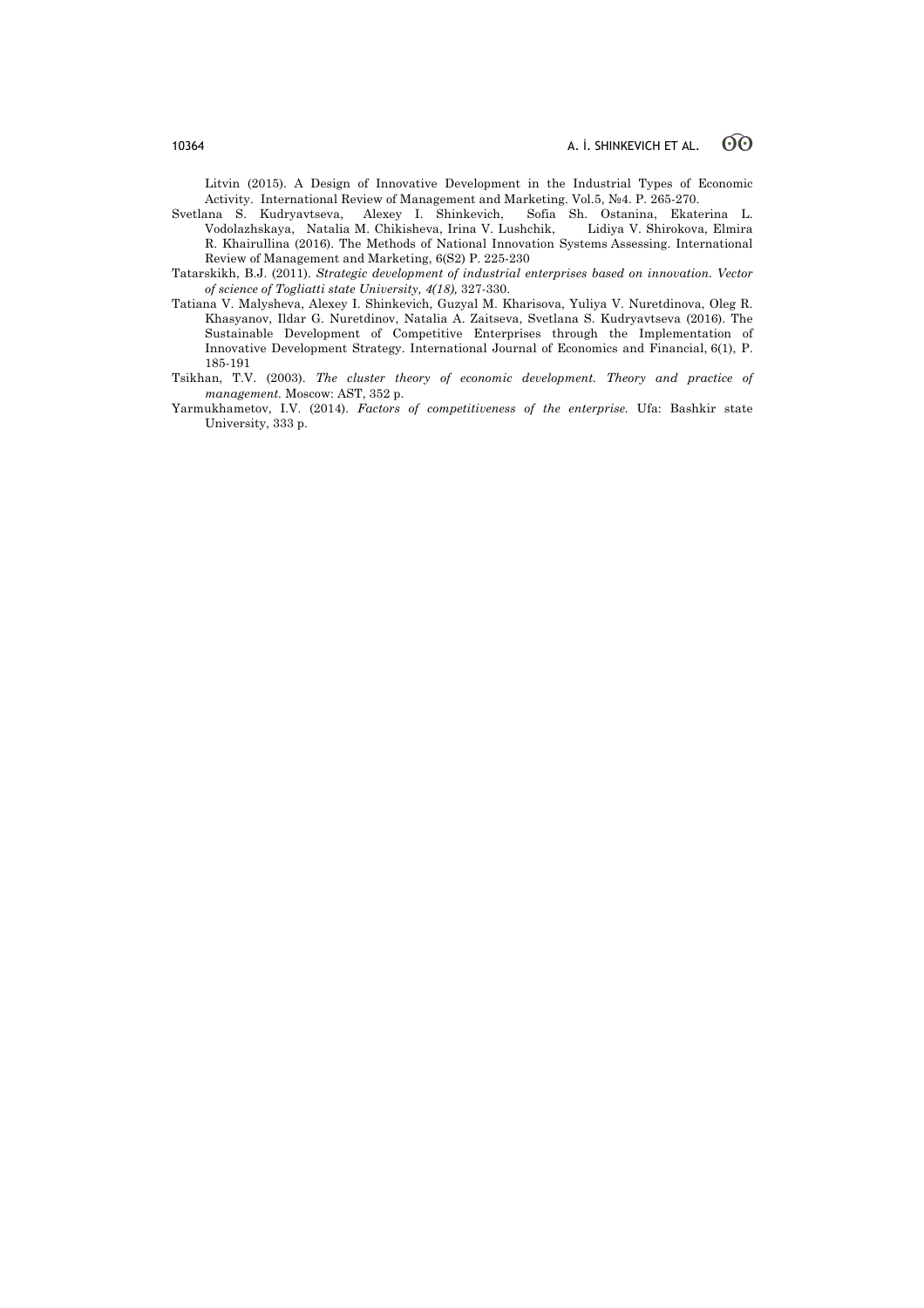Litvin (2015). A Design of Innovative Development in the Industrial Types of Economic Activity. International Review of Management and Marketing. Vol.5, №4. P. 265-270.

Svetlana S. Kudryavtseva, Alexey I. Shinkevich, Sofia Sh. Ostanina, Ekaterina L. Vodolazhskaya, Natalia M. Chikisheva, Irina V. Lushchik, Lidiya V. Shirokova, Elmira R. Khairullina (2016). The Methods of National Innovation Systems Assessing. International Review of Management and Marketing, 6(S2) P. 225-230

Tatarskikh, B.J. (2011). *Strategic development of industrial enterprises based on innovation. Vector of science of Togliatti state University, 4(18),* 327-330.

Tatiana V. Malysheva, Alexey I. Shinkevich, Guzyal M. Kharisova, Yuliya V. Nuretdinova, Oleg R. Khasyanov, Ildar G. Nuretdinov, Natalia A. Zaitseva, Svetlana S. Kudryavtseva (2016). The Sustainable Development of Competitive Enterprises through the Implementation of Innovative Development Strategy. International Journal of Economics and Financial, 6(1), P. 185-191

Tsikhan, T.V. (2003). *The cluster theory of economic development. Theory and practice of management.* Moscow: AST, 352 p.

Yarmukhametov, I.V. (2014). *Factors of competitiveness of the enterprise.* Ufa: Bashkir state University, 333 p.